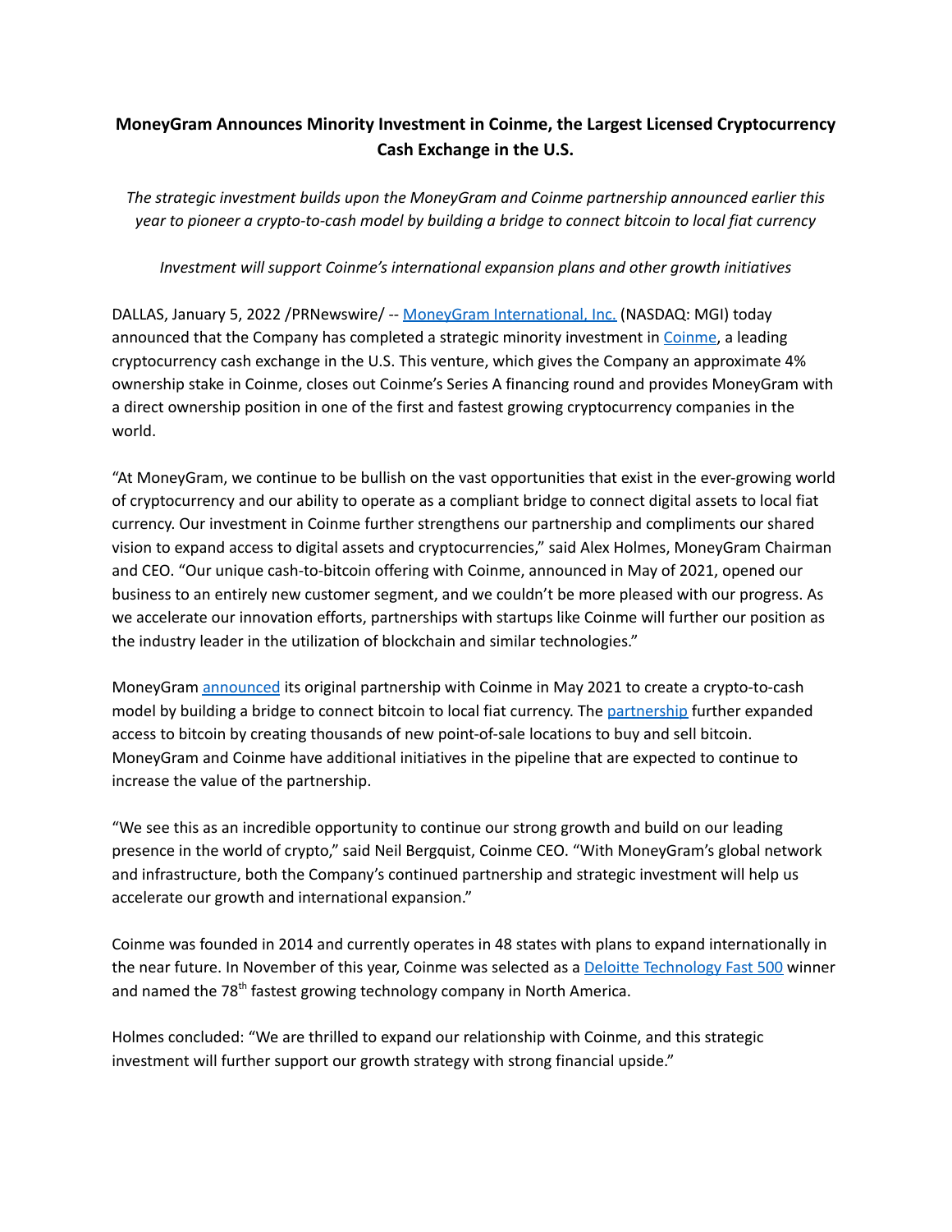# MoneyGram Announces Minority Investment in Coinme, the Largest Licensed Cryptocurrency Cash Exchange in the U.S.

*The strategic investment builds upon the MoneyGram and Coinme partnership announced earlier this year to pioneer a crypto-to-cash model by building a bridge to connect bitcoin to local fiat currency*

*Investment will support Coinme's international expansion plans and other growth initiatives*

DALLAS, January 5, 2022 /PRNewswire/ -- MoneyGram International, Inc. (NASDAQ: MGI) today announced that the Company has completed a strategic minority investment in Coinme, a leading cryptocurrency cash exchange in the U.S. This venture, which gives the Company an approximate 4% ownership stake in Coinme, closes out Coinme's Series A financing round and provides MoneyGram with a direct ownership position in one of the first and fastest growing cryptocurrency companies in the world.

"At MoneyGram, we continue to be bullish on the vast opportunities that exist in the ever-growing world of cryptocurrency and our ability to operate as a compliant bridge to connect digital assets to local fiat currency. Our investment in Coinme further strengthens our partnership and compliments our shared vision to expand access to digital assets and cryptocurrencies," said Alex Holmes, MoneyGram Chairman and CEO. "Our unique cash-to-bitcoin offering with Coinme, announced in May of 2021, opened our business to an entirely new customer segment, and we couldn't be more pleased with our progress. As we accelerate our innovation efforts, partnerships with startups like Coinme will further our position as the industry leader in the utilization of blockchain and similar technologies."

MoneyGram announced its original partnership with Coinme in May 2021 to create a crypto-to-cash model by building a bridge to connect bitcoin to local fiat currency. The partnership further expanded access to bitcoin by creating thousands of new point-of-sale locations to buy and sell bitcoin. MoneyGram and Coinme have additional initiatives in the pipeline that are expected to continue to increase the value of the partnership.

"We see this as an incredible opportunity to continue our strong growth and build on our leading presence in the world of crypto," said Neil Bergquist, Coinme CEO. "With MoneyGram's global network and infrastructure, both the Company's continued partnership and strategic investment will help us accelerate our growth and international expansion."

Coinme was founded in 2014 and currently operates in 48 states with plans to expand internationally in the near future. In November of this year, Coinme was selected as a Deloitte Technology Fast 500 winner and named the 78th fastest growing technology company in North America.

Holmes concluded: "We are thrilled to expand our relationship with Coinme, and this strategic investment will further support our growth strategy with strong financial upside."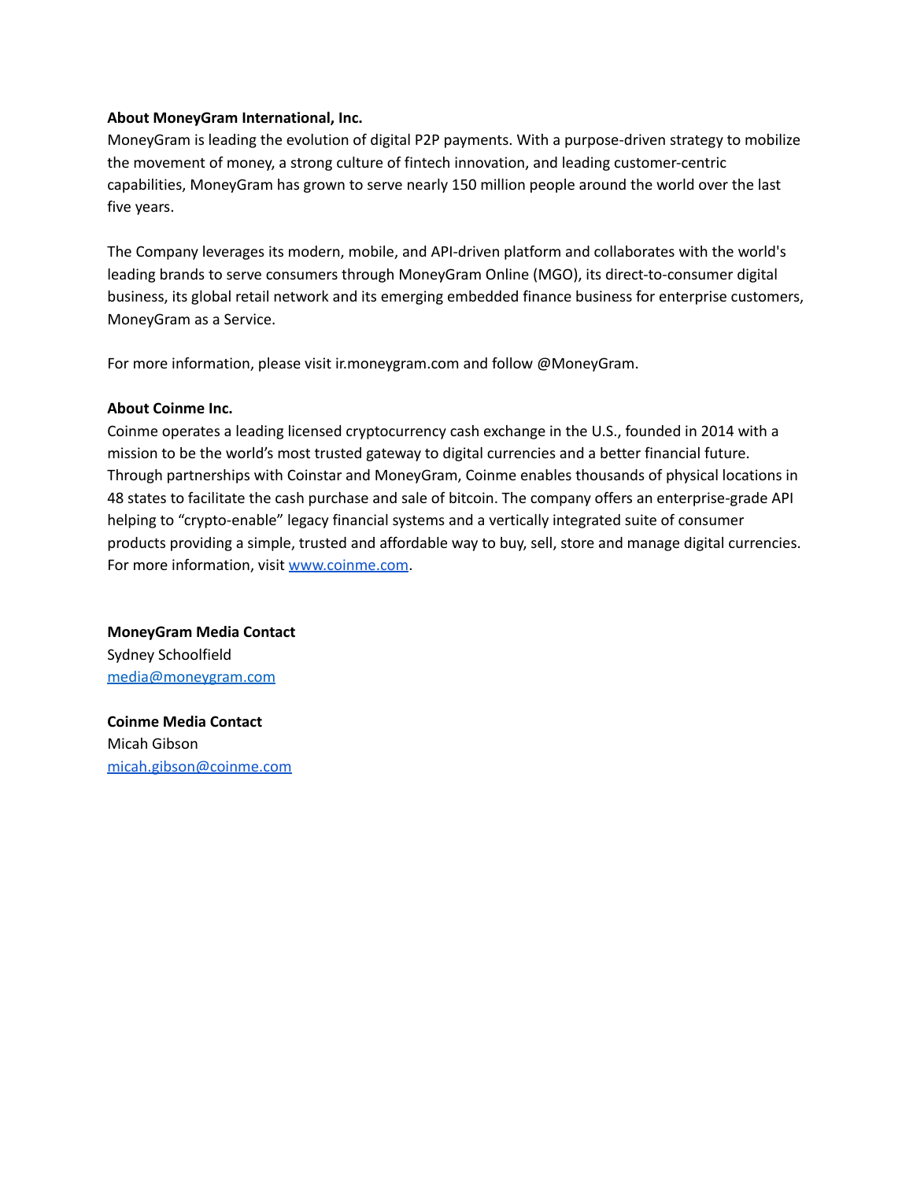**About MoneyGram International, Inc.**

MoneyGram is leading the evolution of digital P2P payments. With a purpose-driven strategy to mobilize the movement of money, a strong culture of fintech innovation, and leading customer-centric capabilities, MoneyGram has grown to serve nearly 150 million people around the world over the last five years.

The Company leverages its modern, mobile, and API-driven platform and collaborates with the world's leading brands to serve consumers through MoneyGram Online (MGO), its direct-to-consumer digital business, its global retail network and its emerging embedded finance business for enterprise customers, MoneyGram as a Service.

For more information, please visit ir.moneygram.com and follow @MoneyGram.

**About Coinme Inc.**

Coinme operates a leading licensed cryptocurrency cash exchange in the U.S., founded in 2014 with a mission to be the world's most trusted gateway to digital currencies and a better financial future. Through partnerships with Coinstar and MoneyGram, Coinme enables thousands of physical locations in 48 states to facilitate the cash purchase and sale of bitcoin. The company offers an enterprise-grade API helping to "crypto-enable" legacy financial systems and a vertically integrated suite of consumer products providing a simple, trusted and affordable way to buy, sell, store and manage digital currencies. For more information, visit [www.coinme.com](http://www.coinme.com).

**MoneyGram Media Contact**
Sydney Schoolfield
[media@moneygram.com](mailto:media@moneygram.com)

**Coinme Media Contact**
Micah Gibson
[micah.gibson@coinme.com](mailto:micah.gibson@coinme.com)